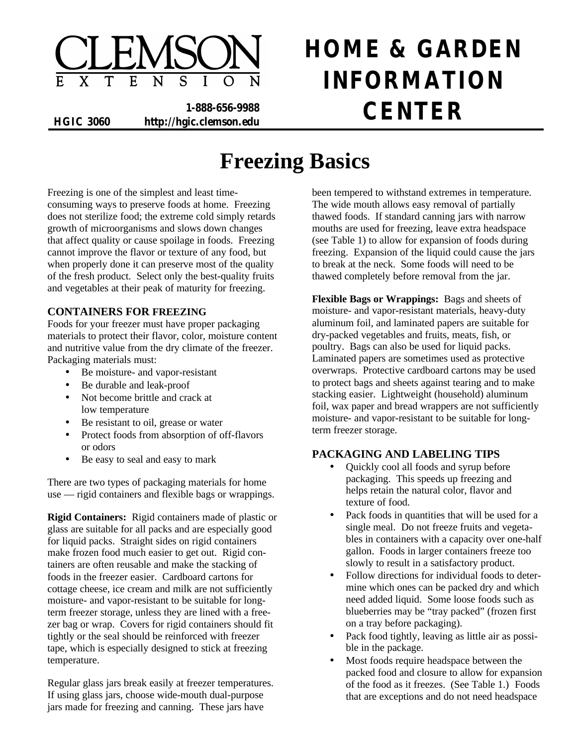# Freezing Basics

Freezing is one of the simplest and least time-consuming ways to preserve foods at home. Freezing does not sterilize food; the extreme cold simply retards growth of microorganisms and slows down changes that affect quality or cause spoilage in foods. Freezing cannot improve the flavor or texture of any food, but when properly done it can preserve most of the quality of the fresh product. Select only the best-quality fruits and vegetables at their peak of maturity for freezing.

## CONTAINERS FOR FREEZING

Foods for your freezer must have proper packaging materials to protect their flavor, color, moisture content and nutritive value from the dry climate of the freezer. Packaging materials must:

- Be moisture- and vapor-resistant
- Be durable and leak-proof
- Not become brittle and crack at low temperature
- Be resistant to oil, grease or water
- Protect foods from absorption of off-flavors or odors
- Be easy to seal and easy to mark

There are two types of packaging materials for home use — rigid containers and flexible bags or wrappings.

**Rigid Containers:** Rigid containers made of plastic or glass are suitable for all packs and are especially good for liquid packs. Straight sides on rigid containers make frozen food much easier to get out. Rigid containers are often reusable and make the stacking of foods in the freezer easier. Cardboard cartons for cottage cheese, ice cream and milk are not sufficiently moisture- and vapor-resistant to be suitable for long-term freezer storage, unless they are lined with a freezer bag or wrap. Covers for rigid containers should fit tightly or the seal should be reinforced with freezer tape, which is especially designed to stick at freezing temperature.

Regular glass jars break easily at freezer temperatures. If using glass jars, choose wide-mouth dual-purpose jars made for freezing and canning. These jars have been tempered to withstand extremes in temperature. The wide mouth allows easy removal of partially thawed foods. If standard canning jars with narrow mouths are used for freezing, leave extra headspace (see Table 1) to allow for expansion of foods during freezing. Expansion of the liquid could cause the jars to break at the neck. Some foods will need to be thawed completely before removal from the jar.

**Flexible Bags or Wrappings:** Bags and sheets of moisture- and vapor-resistant materials, heavy-duty aluminum foil, and laminated papers are suitable for dry-packed vegetables and fruits, meats, fish, or poultry. Bags can also be used for liquid packs. Laminated papers are sometimes used as protective overwraps. Protective cardboard cartons may be used to protect bags and sheets against tearing and to make stacking easier. Lightweight (household) aluminum foil, wax paper and bread wrappers are not sufficiently moisture- and vapor-resistant to be suitable for long-term freezer storage.

## PACKAGING AND LABELING TIPS

- Quickly cool all foods and syrup before packaging. This speeds up freezing and helps retain the natural color, flavor and texture of food.
- Pack foods in quantities that will be used for a single meal. Do not freeze fruits and vegetables in containers with a capacity over one-half gallon. Foods in larger containers freeze too slowly to result in a satisfactory product.
- Follow directions for individual foods to determine which ones can be packed dry and which need added liquid. Some loose foods such as blueberries may be "tray packed" (frozen first on a tray before packaging).
- Pack food tightly, leaving as little air as possible in the package.
- Most foods require headspace between the packed food and closure to allow for expansion of the food as it freezes. (See Table 1.) Foods that are exceptions and do not need headspace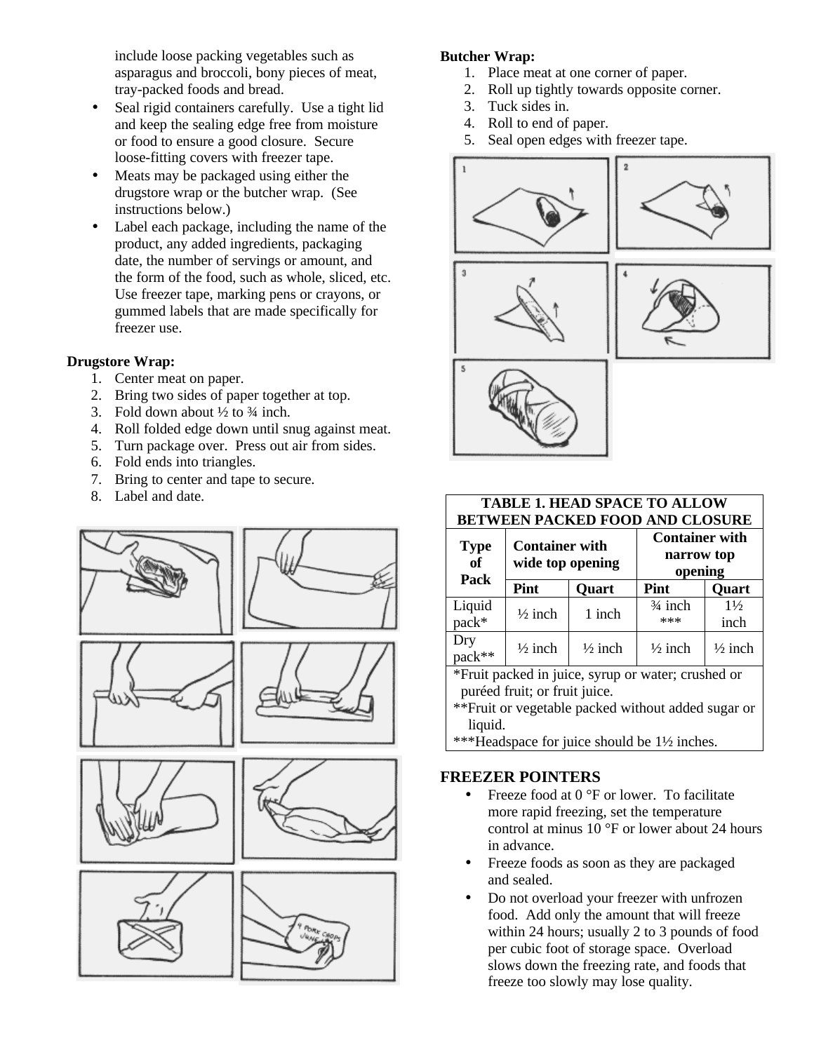include loose packing vegetables such as asparagus and broccoli, bony pieces of meat, tray-packed foods and bread.

- Seal rigid containers carefully. Use a tight lid and keep the sealing edge free from moisture or food to ensure a good closure. Secure loose-fitting covers with freezer tape.
- Meats may be packaged using either the drugstore wrap or the butcher wrap. (See instructions below.)
- Label each package, including the name of the product, any added ingredients, packaging date, the number of servings or amount, and the form of the food, such as whole, sliced, etc. Use freezer tape, marking pens or crayons, or gummed labels that are made specifically for freezer use.

**Drugstore Wrap:**

1. Center meat on paper.
2. Bring two sides of paper together at top.
3. Fold down about ½ to ¾ inch.
4. Roll folded edge down until snug against meat.
5. Turn package over. Press out air from sides.
6. Fold ends into triangles.
7. Bring to center and tape to secure.
8. Label and date.

**Butcher Wrap:**

1. Place meat at one corner of paper.
2. Roll up tightly towards opposite corner.
3. Tuck sides in.
4. Roll to end of paper.
5. Seal open edges with freezer tape.

**TABLE 1. HEAD SPACE TO ALLOW BETWEEN PACKED FOOD AND CLOSURE**

| Type of Pack | Container with wide top opening | | Container with narrow top opening | |
|---|---|---|---|---|
| | Pint | Quart | Pint | Quart |
| Liquid pack* | ½ inch | 1 inch | ¾ inch *** | 1½ inch |
| Dry pack** | ½ inch | ½ inch | ½ inch | ½ inch |

*Fruit packed in juice, syrup or water; crushed or puréed fruit; or fruit juice.
**Fruit or vegetable packed without added sugar or liquid.
***Headspace for juice should be 1½ inches.

## FREEZER POINTERS

- Freeze food at 0 °F or lower. To facilitate more rapid freezing, set the temperature control at minus 10 °F or lower about 24 hours in advance.
- Freeze foods as soon as they are packaged and sealed.
- Do not overload your freezer with unfrozen food. Add only the amount that will freeze within 24 hours; usually 2 to 3 pounds of food per cubic foot of storage space. Overload slows down the freezing rate, and foods that freeze too slowly may lose quality.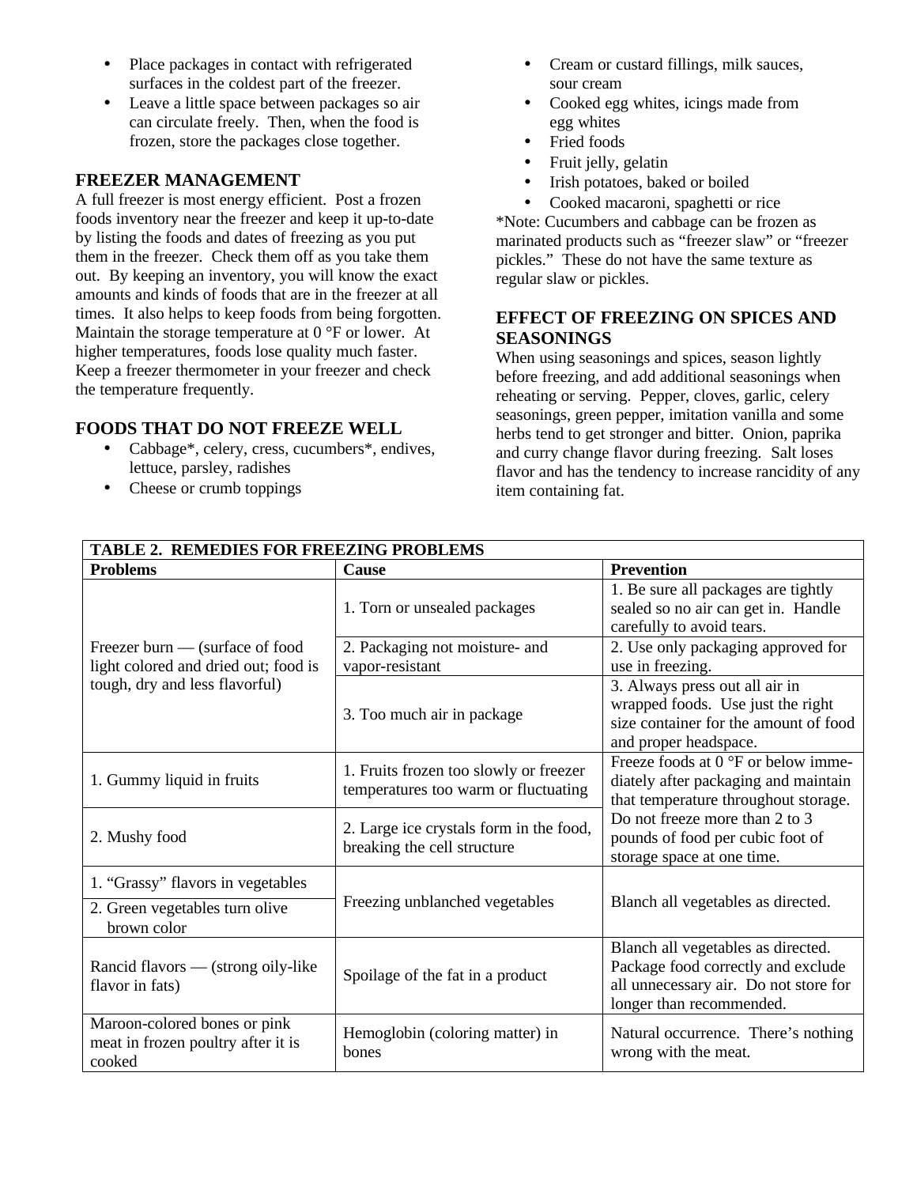- Place packages in contact with refrigerated surfaces in the coldest part of the freezer.
- Leave a little space between packages so air can circulate freely. Then, when the food is frozen, store the packages close together.

## FREEZER MANAGEMENT

A full freezer is most energy efficient. Post a frozen foods inventory near the freezer and keep it up-to-date by listing the foods and dates of freezing as you put them in the freezer. Check them off as you take them out. By keeping an inventory, you will know the exact amounts and kinds of foods that are in the freezer at all times. It also helps to keep foods from being forgotten. Maintain the storage temperature at 0 °F or lower. At higher temperatures, foods lose quality much faster. Keep a freezer thermometer in your freezer and check the temperature frequently.

## FOODS THAT DO NOT FREEZE WELL

- Cabbage*, celery, cress, cucumbers*, endives, lettuce, parsley, radishes
- Cheese or crumb toppings
- Cream or custard fillings, milk sauces, sour cream
- Cooked egg whites, icings made from egg whites
- Fried foods
- Fruit jelly, gelatin
- Irish potatoes, baked or boiled
- Cooked macaroni, spaghetti or rice

*Note: Cucumbers and cabbage can be frozen as marinated products such as "freezer slaw" or "freezer pickles." These do not have the same texture as regular slaw or pickles.

## EFFECT OF FREEZING ON SPICES AND SEASONINGS

When using seasonings and spices, season lightly before freezing, and add additional seasonings when reheating or serving. Pepper, cloves, garlic, celery seasonings, green pepper, imitation vanilla and some herbs tend to get stronger and bitter. Onion, paprika and curry change flavor during freezing. Salt loses flavor and has the tendency to increase rancidity of any item containing fat.

| TABLE 2. REMEDIES FOR FREEZING PROBLEMS | | |
|---|---|---|
| **Problems** | **Cause** | **Prevention** |
| Freezer burn — (surface of food light colored and dried out; food is tough, dry and less flavorful) | 1. Torn or unsealed packages | 1. Be sure all packages are tightly sealed so no air can get in. Handle carefully to avoid tears. |
| | 2. Packaging not moisture- and vapor-resistant | 2. Use only packaging approved for use in freezing. |
| | 3. Too much air in package | 3. Always press out all air in wrapped foods. Use just the right size container for the amount of food and proper headspace. |
| 1. Gummy liquid in fruits | 1. Fruits frozen too slowly or freezer temperatures too warm or fluctuating | Freeze foods at 0 °F or below immediately after packaging and maintain that temperature throughout storage. Do not freeze more than 2 to 3 pounds of food per cubic foot of storage space at one time. |
| 2. Mushy food | 2. Large ice crystals form in the food, breaking the cell structure | |
| 1. "Grassy" flavors in vegetables | Freezing unblanched vegetables | Blanch all vegetables as directed. |
| 2. Green vegetables turn olive brown color | | |
| Rancid flavors — (strong oily-like flavor in fats) | Spoilage of the fat in a product | Blanch all vegetables as directed. Package food correctly and exclude all unnecessary air. Do not store for longer than recommended. |
| Maroon-colored bones or pink meat in frozen poultry after it is cooked | Hemoglobin (coloring matter) in bones | Natural occurrence. There's nothing wrong with the meat. |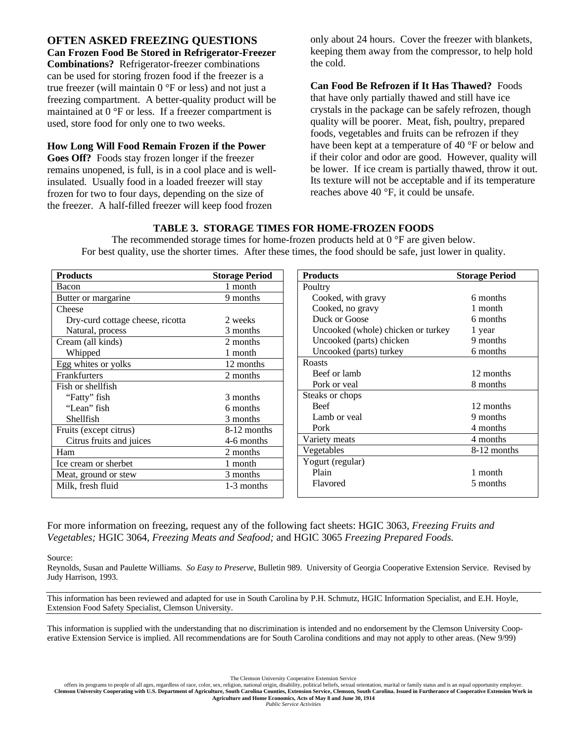## OFTEN ASKED FREEZING QUESTIONS

**Can Frozen Food Be Stored in Refrigerator-Freezer Combinations?** Refrigerator-freezer combinations can be used for storing frozen food if the freezer is a true freezer (will maintain 0 °F or less) and not just a freezing compartment. A better-quality product will be maintained at 0 °F or less. If a freezer compartment is used, store food for only one to two weeks.

**How Long Will Food Remain Frozen if the Power Goes Off?** Foods stay frozen longer if the freezer remains unopened, is full, is in a cool place and is well-insulated. Usually food in a loaded freezer will stay frozen for two to four days, depending on the size of the freezer. A half-filled freezer will keep food frozen only about 24 hours. Cover the freezer with blankets, keeping them away from the compressor, to help hold the cold.

**Can Food Be Refrozen if It Has Thawed?** Foods that have only partially thawed and still have ice crystals in the package can be safely refrozen, though quality will be poorer. Meat, fish, poultry, prepared foods, vegetables and fruits can be refrozen if they have been kept at a temperature of 40 °F or below and if their color and odor are good. However, quality will be lower. If ice cream is partially thawed, throw it out. Its texture will not be acceptable and if its temperature reaches above 40 °F, it could be unsafe.

### TABLE 3. STORAGE TIMES FOR HOME-FROZEN FOODS

The recommended storage times for home-frozen products held at 0 °F are given below.
For best quality, use the shorter times. After these times, the food should be safe, just lower in quality.

| Products | Storage Period |
|---|---|
| Bacon | 1 month |
| Butter or margarine | 9 months |
| Cheese | |
| Dry-curd cottage cheese, ricotta | 2 weeks |
| Natural, process | 3 months |
| Cream (all kinds) | 2 months |
| Whipped | 1 month |
| Egg whites or yolks | 12 months |
| Frankfurters | 2 months |
| Fish or shellfish | |
| "Fatty" fish | 3 months |
| "Lean" fish | 6 months |
| Shellfish | 3 months |
| Fruits (except citrus) | 8-12 months |
| Citrus fruits and juices | 4-6 months |
| Ham | 2 months |
| Ice cream or sherbet | 1 month |
| Meat, ground or stew | 3 months |
| Milk, fresh fluid | 1-3 months |

| Products | Storage Period |
|---|---|
| Poultry | |
| Cooked, with gravy | 6 months |
| Cooked, no gravy | 1 month |
| Duck or Goose | 6 months |
| Uncooked (whole) chicken or turkey | 1 year |
| Uncooked (parts) chicken | 9 months |
| Uncooked (parts) turkey | 6 months |
| Roasts | |
| Beef or lamb | 12 months |
| Pork or veal | 8 months |
| Steaks or chops | |
| Beef | 12 months |
| Lamb or veal | 9 months |
| Pork | 4 months |
| Variety meats | 4 months |
| Vegetables | 8-12 months |
| Yogurt (regular) | |
| Plain | 1 month |
| Flavored | 5 months |

For more information on freezing, request any of the following fact sheets: HGIC 3063, *Freezing Fruits and Vegetables;* HGIC 3064, *Freezing Meats and Seafood;* and HGIC 3065 *Freezing Prepared Foods.*

Source:
Reynolds, Susan and Paulette Williams. *So Easy to Preserve*, Bulletin 989. University of Georgia Cooperative Extension Service. Revised by Judy Harrison, 1993.

This information has been reviewed and adapted for use in South Carolina by P.H. Schmutz, HGIC Information Specialist, and E.H. Hoyle, Extension Food Safety Specialist, Clemson University.

This information is supplied with the understanding that no discrimination is intended and no endorsement by the Clemson University Cooperative Extension Service is implied. All recommendations are for South Carolina conditions and may not apply to other areas. (New 9/99)

The Clemson University Cooperative Extension Service
offers its programs to people of all ages, regardless of race, color, sex, religion, national origin, disability, political beliefs, sexual orientation, marital or family status and is an equal opportunity employer.
**Clemson University Cooperating with U.S. Department of Agriculture, South Carolina Counties, Extension Service, Clemson, South Carolina. Issued in Furtherance of Cooperative Extension Work in Agriculture and Home Economics, Acts of May 8 and June 30, 1914**
*Public Service Activities*